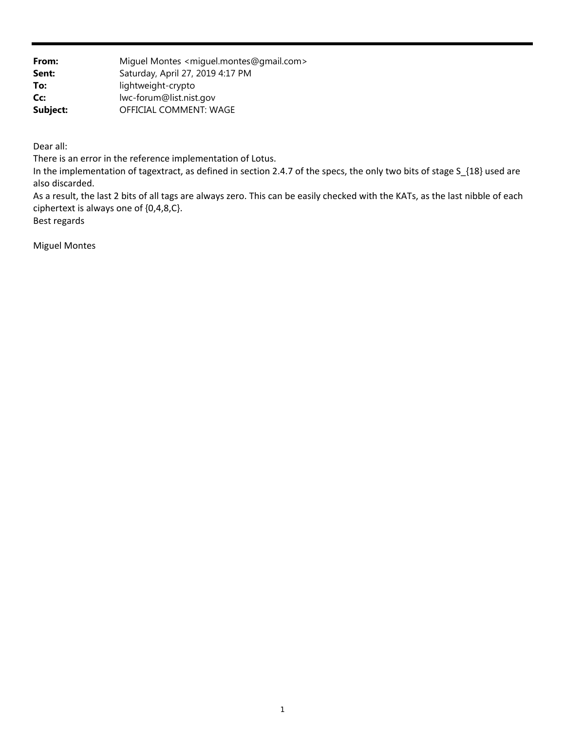| | |
|---|---|
| **From:** | Miguel Montes <miguel.montes@gmail.com> |
| **Sent:** | Saturday, April 27, 2019 4:17 PM |
| **To:** | lightweight-crypto |
| **Cc:** | lwc-forum@list.nist.gov |
| **Subject:** | OFFICIAL COMMENT: WAGE |

Dear all:

There is an error in the reference implementation of Lotus.

In the implementation of tagextract, as defined in section 2.4.7 of the specs, the only two bits of stage $S_{18}$ used are also discarded.

As a result, the last 2 bits of all tags are always zero. This can be easily checked with the KATs, as the last nibble of each ciphertext is always one of {0,4,8,C}.

Best regards

Miguel Montes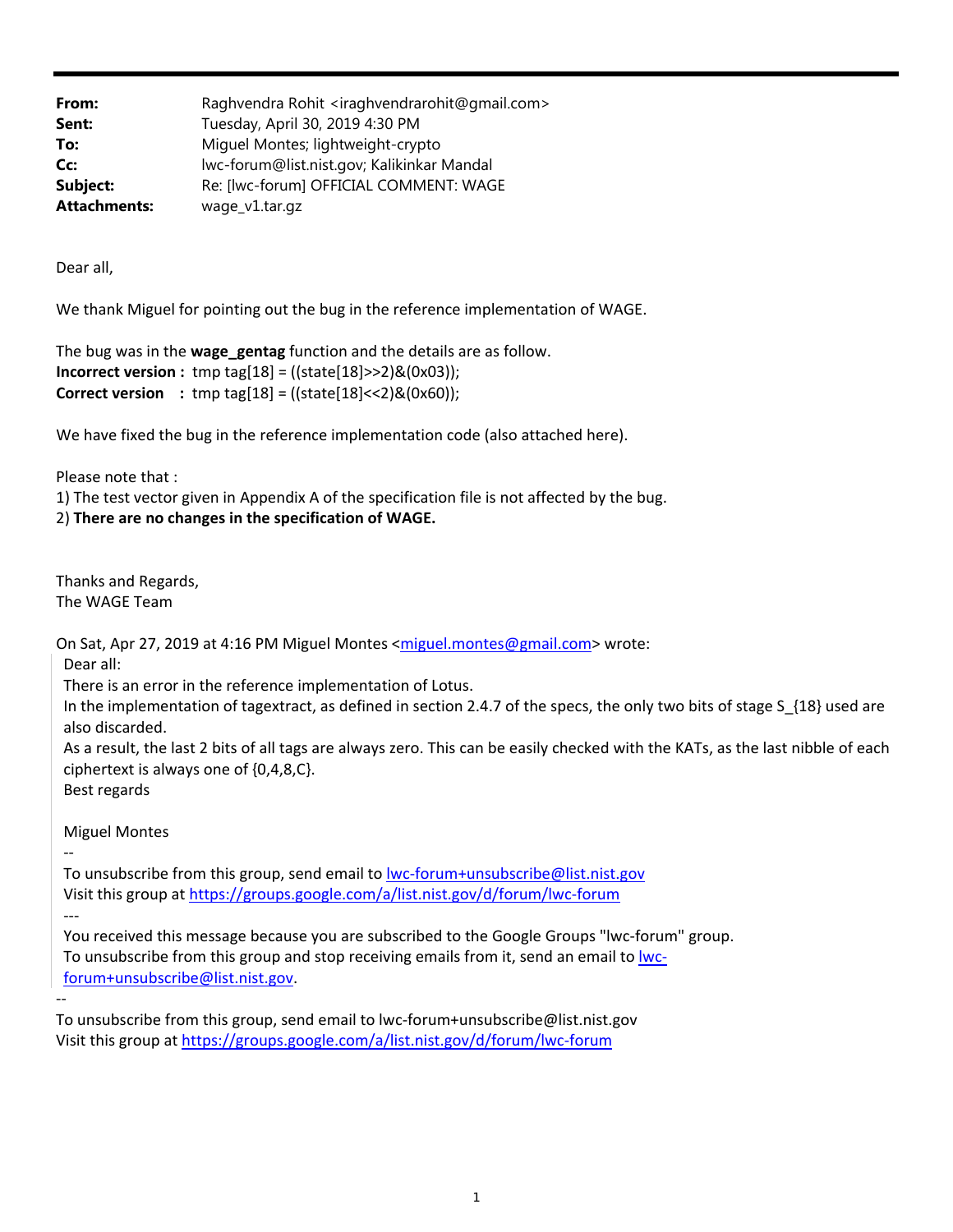| | |
|---|---|
| **From:** | Raghvendra Rohit <iraghvendrarohit@gmail.com> |
| **Sent:** | Tuesday, April 30, 2019 4:30 PM |
| **To:** | Miguel Montes; lightweight-crypto |
| **Cc:** | lwc-forum@list.nist.gov; Kalikinkar Mandal |
| **Subject:** | Re: [lwc-forum] OFFICIAL COMMENT: WAGE |
| **Attachments:** | wage_v1.tar.gz |

Dear all,

We thank Miguel for pointing out the bug in the reference implementation of WAGE.

The bug was in the **wage_gentag** function and the details are as follow.
**Incorrect version :** tmp tag[18] = ((state[18]>>2)&(0x03));
**Correct version :** tmp tag[18] = ((state[18]<<2)&(0x60));

We have fixed the bug in the reference implementation code (also attached here).

Please note that :
1) The test vector given in Appendix A of the specification file is not affected by the bug.
2) **There are no changes in the specification of WAGE.**

Thanks and Regards,
The WAGE Team

On Sat, Apr 27, 2019 at 4:16 PM Miguel Montes <miguel.montes@gmail.com> wrote:

> Dear all:
> There is an error in the reference implementation of Lotus.
> In the implementation of tagextract, as defined in section 2.4.7 of the specs, the only two bits of stage S_{18} used are also discarded.
> As a result, the last 2 bits of all tags are always zero. This can be easily checked with the KATs, as the last nibble of each ciphertext is always one of {0,4,8,C}.
> Best regards
>
> Miguel Montes
> --
> To unsubscribe from this group, send email to lwc-forum+unsubscribe@list.nist.gov
> Visit this group at https://groups.google.com/a/list.nist.gov/d/forum/lwc-forum
> ---
> You received this message because you are subscribed to the Google Groups "lwc-forum" group.
> To unsubscribe from this group and stop receiving emails from it, send an email to lwc-forum+unsubscribe@list.nist.gov.

--
To unsubscribe from this group, send email to lwc-forum+unsubscribe@list.nist.gov
Visit this group at https://groups.google.com/a/list.nist.gov/d/forum/lwc-forum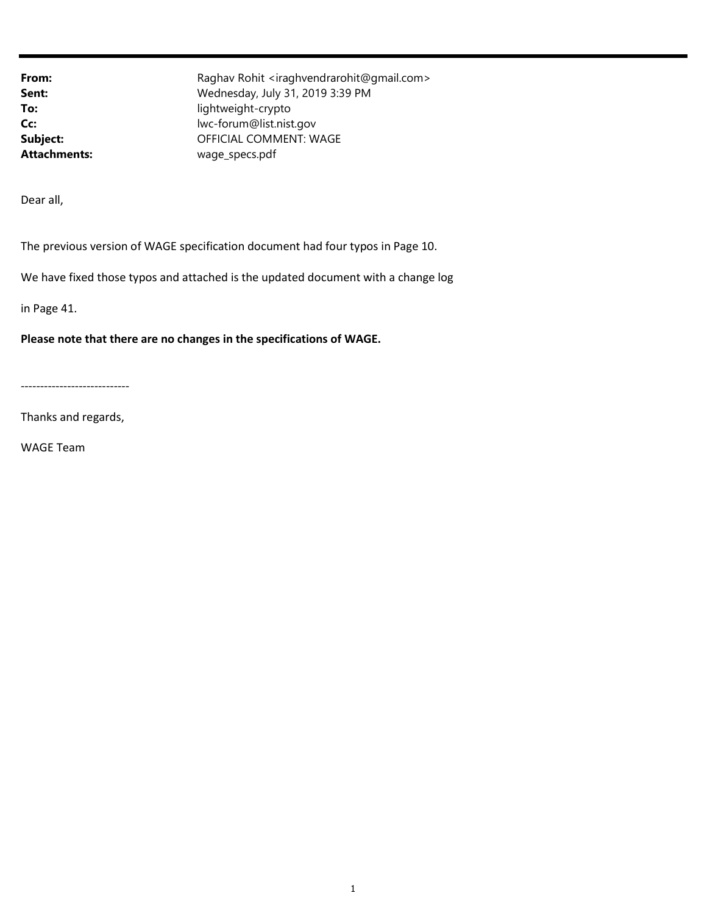| | |
|---|---|
| **From:** | Raghav Rohit <iraghvendrarohit@gmail.com> |
| **Sent:** | Wednesday, July 31, 2019 3:39 PM |
| **To:** | lightweight-crypto |
| **Cc:** | lwc-forum@list.nist.gov |
| **Subject:** | OFFICIAL COMMENT: WAGE |
| **Attachments:** | wage_specs.pdf |

Dear all,

The previous version of WAGE specification document had four typos in Page 10.

We have fixed those typos and attached is the updated document with a change log

in Page 41.

**Please note that there are no changes in the specifications of WAGE.**

----------------------------

Thanks and regards,

WAGE Team